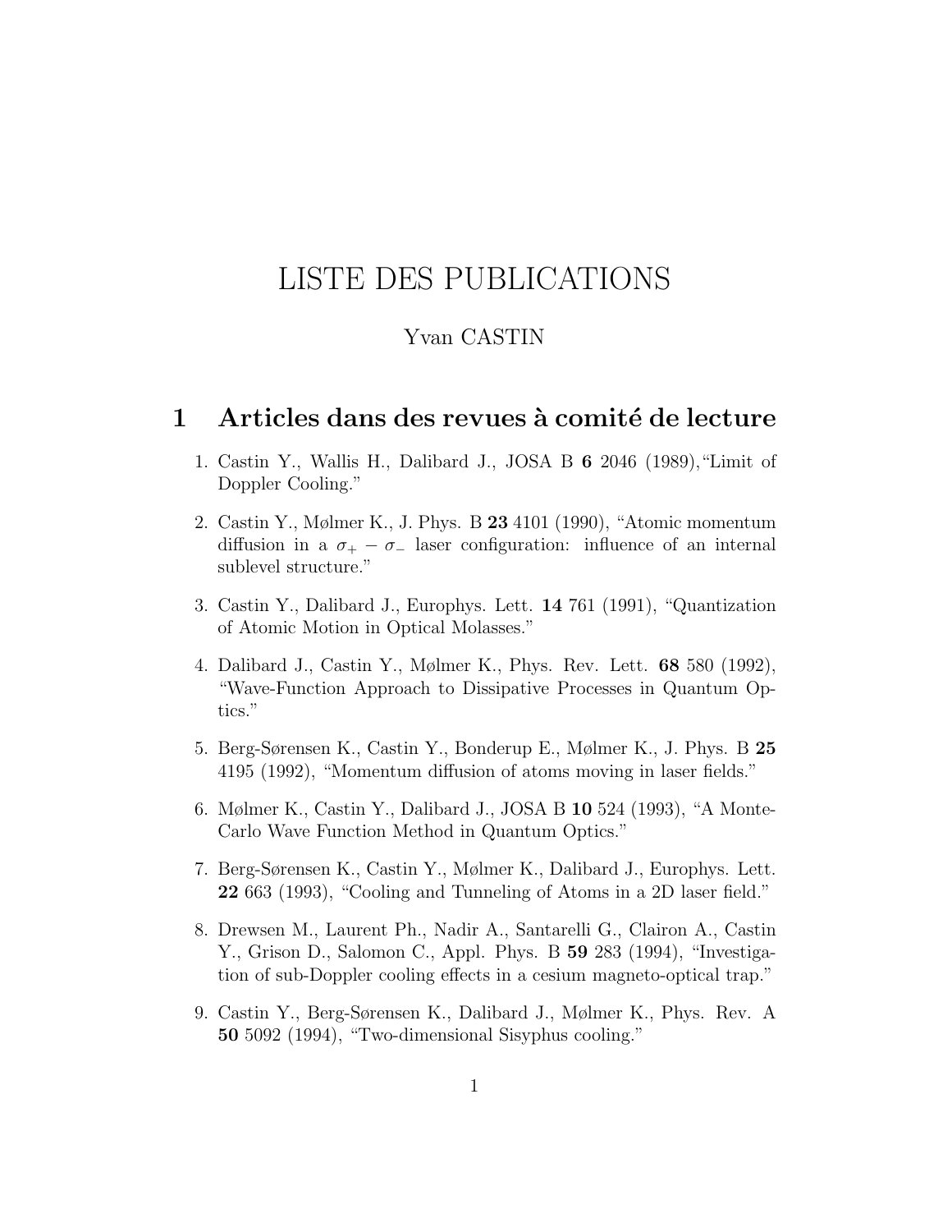# LISTE DES PUBLICATIONS

Yvan CASTIN

## 1 Articles dans des revues à comité de lecture

1. Castin Y., Wallis H., Dalibard J., JOSA B **6** 2046 (1989),"Limit of Doppler Cooling."

2. Castin Y., Mølmer K., J. Phys. B **23** 4101 (1990), "Atomic momentum diffusion in a $\sigma_+ - \sigma_-$ laser configuration: influence of an internal sublevel structure."

3. Castin Y., Dalibard J., Europhys. Lett. **14** 761 (1991), "Quantization of Atomic Motion in Optical Molasses."

4. Dalibard J., Castin Y., Mølmer K., Phys. Rev. Lett. **68** 580 (1992), "Wave-Function Approach to Dissipative Processes in Quantum Optics."

5. Berg-Sørensen K., Castin Y., Bonderup E., Mølmer K., J. Phys. B **25** 4195 (1992), "Momentum diffusion of atoms moving in laser fields."

6. Mølmer K., Castin Y., Dalibard J., JOSA B **10** 524 (1993), "A Monte-Carlo Wave Function Method in Quantum Optics."

7. Berg-Sørensen K., Castin Y., Mølmer K., Dalibard J., Europhys. Lett. **22** 663 (1993), "Cooling and Tunneling of Atoms in a 2D laser field."

8. Drewsen M., Laurent Ph., Nadir A., Santarelli G., Clairon A., Castin Y., Grison D., Salomon C., Appl. Phys. B **59** 283 (1994), "Investigation of sub-Doppler cooling effects in a cesium magneto-optical trap."

9. Castin Y., Berg-Sørensen K., Dalibard J., Mølmer K., Phys. Rev. A **50** 5092 (1994), "Two-dimensional Sisyphus cooling."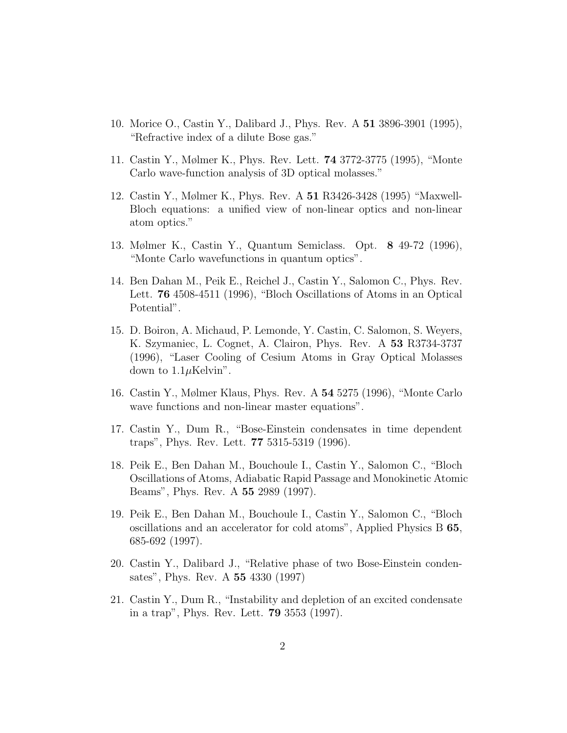10. Morice O., Castin Y., Dalibard J., Phys. Rev. A **51** 3896-3901 (1995), "Refractive index of a dilute Bose gas."

11. Castin Y., Mølmer K., Phys. Rev. Lett. **74** 3772-3775 (1995), "Monte Carlo wave-function analysis of 3D optical molasses."

12. Castin Y., Mølmer K., Phys. Rev. A **51** R3426-3428 (1995) "Maxwell-Bloch equations: a unified view of non-linear optics and non-linear atom optics."

13. Mølmer K., Castin Y., Quantum Semiclass. Opt. **8** 49-72 (1996), "Monte Carlo wavefunctions in quantum optics".

14. Ben Dahan M., Peik E., Reichel J., Castin Y., Salomon C., Phys. Rev. Lett. **76** 4508-4511 (1996), "Bloch Oscillations of Atoms in an Optical Potential".

15. D. Boiron, A. Michaud, P. Lemonde, Y. Castin, C. Salomon, S. Weyers, K. Szymaniec, L. Cognet, A. Clairon, Phys. Rev. A **53** R3734-3737 (1996), "Laser Cooling of Cesium Atoms in Gray Optical Molasses down to $1.1\mu$Kelvin".

16. Castin Y., Mølmer Klaus, Phys. Rev. A **54** 5275 (1996), "Monte Carlo wave functions and non-linear master equations".

17. Castin Y., Dum R., "Bose-Einstein condensates in time dependent traps", Phys. Rev. Lett. **77** 5315-5319 (1996).

18. Peik E., Ben Dahan M., Bouchoule I., Castin Y., Salomon C., "Bloch Oscillations of Atoms, Adiabatic Rapid Passage and Monokinetic Atomic Beams", Phys. Rev. A **55** 2989 (1997).

19. Peik E., Ben Dahan M., Bouchoule I., Castin Y., Salomon C., "Bloch oscillations and an accelerator for cold atoms", Applied Physics B **65**, 685-692 (1997).

20. Castin Y., Dalibard J., "Relative phase of two Bose-Einstein condensates", Phys. Rev. A **55** 4330 (1997)

21. Castin Y., Dum R., "Instability and depletion of an excited condensate in a trap", Phys. Rev. Lett. **79** 3553 (1997).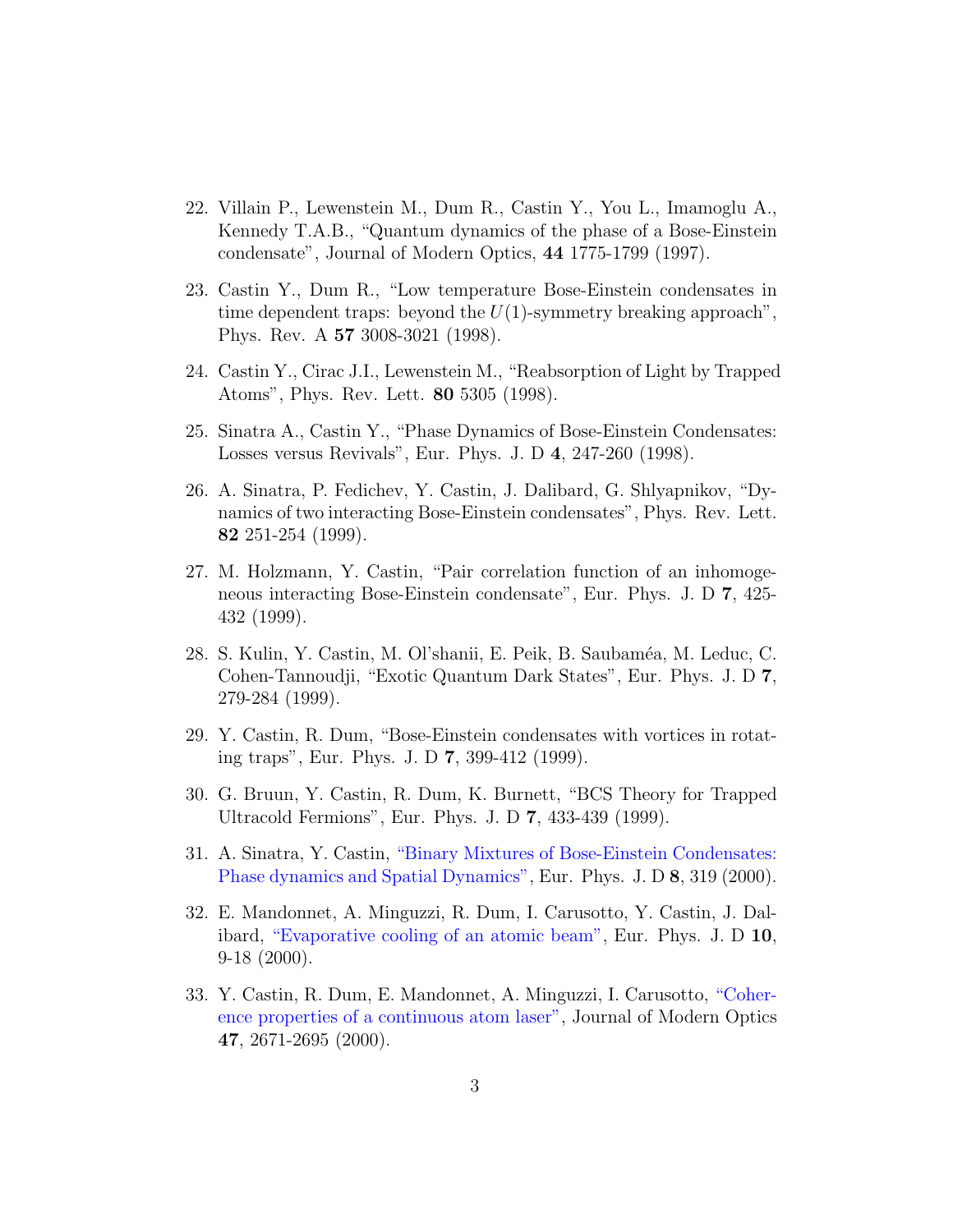22. Villain P., Lewenstein M., Dum R., Castin Y., You L., Imamoglu A., Kennedy T.A.B., “Quantum dynamics of the phase of a Bose-Einstein condensate”, Journal of Modern Optics, **44** 1775-1799 (1997).

23. Castin Y., Dum R., “Low temperature Bose-Einstein condensates in time dependent traps: beyond the $U(1)$-symmetry breaking approach”, Phys. Rev. A **57** 3008-3021 (1998).

24. Castin Y., Cirac J.I., Lewenstein M., “Reabsorption of Light by Trapped Atoms”, Phys. Rev. Lett. **80** 5305 (1998).

25. Sinatra A., Castin Y., “Phase Dynamics of Bose-Einstein Condensates: Losses versus Revivals”, Eur. Phys. J. D **4**, 247-260 (1998).

26. A. Sinatra, P. Fedichev, Y. Castin, J. Dalibard, G. Shlyapnikov, “Dynamics of two interacting Bose-Einstein condensates”, Phys. Rev. Lett. **82** 251-254 (1999).

27. M. Holzmann, Y. Castin, “Pair correlation function of an inhomogeneous interacting Bose-Einstein condensate”, Eur. Phys. J. D **7**, 425-432 (1999).

28. S. Kulin, Y. Castin, M. Ol’shanii, E. Peik, B. Saubaméa, M. Leduc, C. Cohen-Tannoudji, “Exotic Quantum Dark States”, Eur. Phys. J. D **7**, 279-284 (1999).

29. Y. Castin, R. Dum, “Bose-Einstein condensates with vortices in rotating traps”, Eur. Phys. J. D **7**, 399-412 (1999).

30. G. Bruun, Y. Castin, R. Dum, K. Burnett, “BCS Theory for Trapped Ultracold Fermions”, Eur. Phys. J. D **7**, 433-439 (1999).

31. A. Sinatra, Y. Castin, “Binary Mixtures of Bose-Einstein Condensates: Phase dynamics and Spatial Dynamics”, Eur. Phys. J. D **8**, 319 (2000).

32. E. Mandonnet, A. Minguzzi, R. Dum, I. Carusotto, Y. Castin, J. Dalibard, “Evaporative cooling of an atomic beam”, Eur. Phys. J. D **10**, 9-18 (2000).

33. Y. Castin, R. Dum, E. Mandonnet, A. Minguzzi, I. Carusotto, “Coherence properties of a continuous atom laser”, Journal of Modern Optics **47**, 2671-2695 (2000).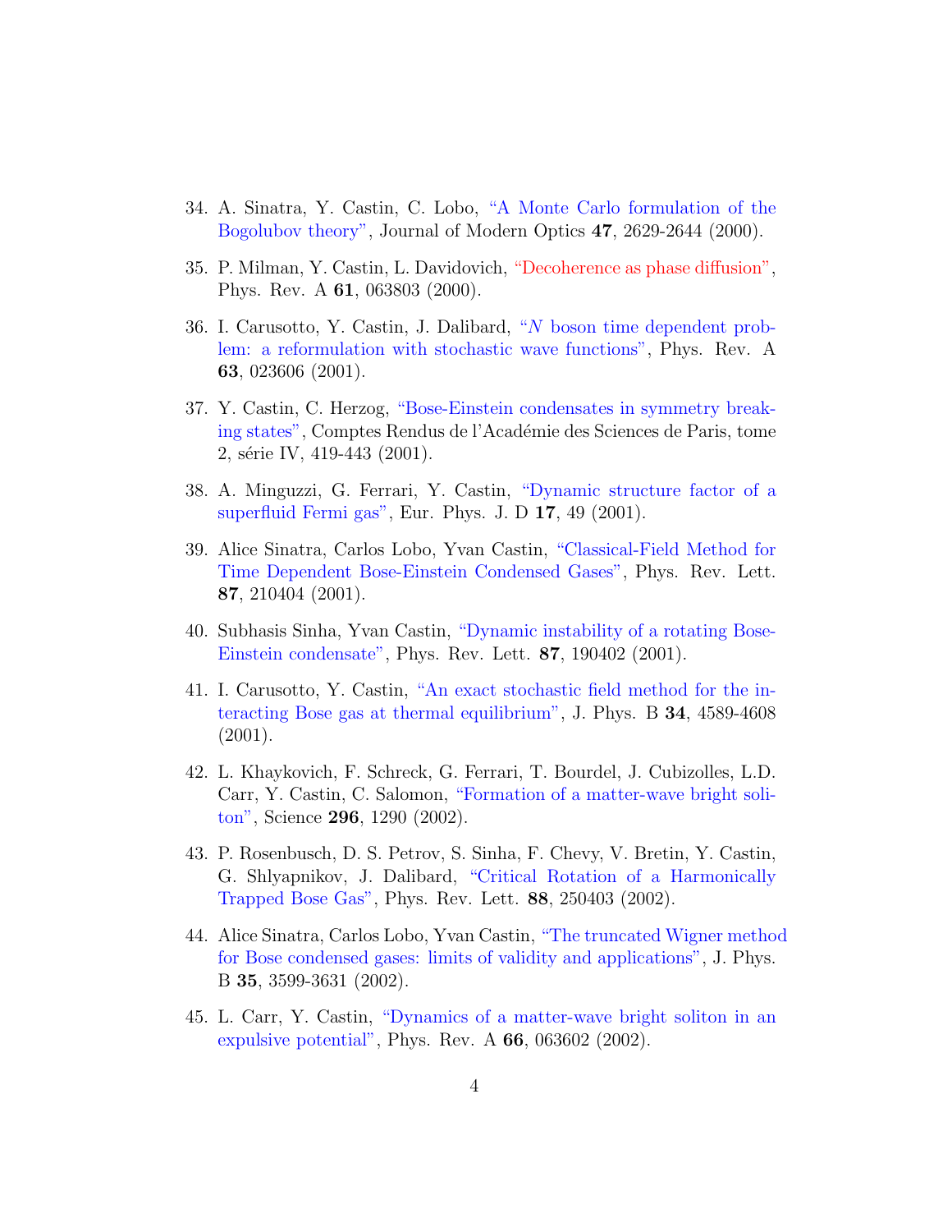34. A. Sinatra, Y. Castin, C. Lobo, "A Monte Carlo formulation of the Bogolubov theory", Journal of Modern Optics **47**, 2629-2644 (2000).

35. P. Milman, Y. Castin, L. Davidovich, "Decoherence as phase diffusion", Phys. Rev. A **61**, 063803 (2000).

36. I. Carusotto, Y. Castin, J. Dalibard, "$N$ boson time dependent problem: a reformulation with stochastic wave functions", Phys. Rev. A **63**, 023606 (2001).

37. Y. Castin, C. Herzog, "Bose-Einstein condensates in symmetry breaking states", Comptes Rendus de l'Académie des Sciences de Paris, tome 2, série IV, 419-443 (2001).

38. A. Minguzzi, G. Ferrari, Y. Castin, "Dynamic structure factor of a superfluid Fermi gas", Eur. Phys. J. D **17**, 49 (2001).

39. Alice Sinatra, Carlos Lobo, Yvan Castin, "Classical-Field Method for Time Dependent Bose-Einstein Condensed Gases", Phys. Rev. Lett. **87**, 210404 (2001).

40. Subhasis Sinha, Yvan Castin, "Dynamic instability of a rotating Bose-Einstein condensate", Phys. Rev. Lett. **87**, 190402 (2001).

41. I. Carusotto, Y. Castin, "An exact stochastic field method for the interacting Bose gas at thermal equilibrium", J. Phys. B **34**, 4589-4608 (2001).

42. L. Khaykovich, F. Schreck, G. Ferrari, T. Bourdel, J. Cubizolles, L.D. Carr, Y. Castin, C. Salomon, "Formation of a matter-wave bright soliton", Science **296**, 1290 (2002).

43. P. Rosenbusch, D. S. Petrov, S. Sinha, F. Chevy, V. Bretin, Y. Castin, G. Shlyapnikov, J. Dalibard, "Critical Rotation of a Harmonically Trapped Bose Gas", Phys. Rev. Lett. **88**, 250403 (2002).

44. Alice Sinatra, Carlos Lobo, Yvan Castin, "The truncated Wigner method for Bose condensed gases: limits of validity and applications", J. Phys. B **35**, 3599-3631 (2002).

45. L. Carr, Y. Castin, "Dynamics of a matter-wave bright soliton in an expulsive potential", Phys. Rev. A **66**, 063602 (2002).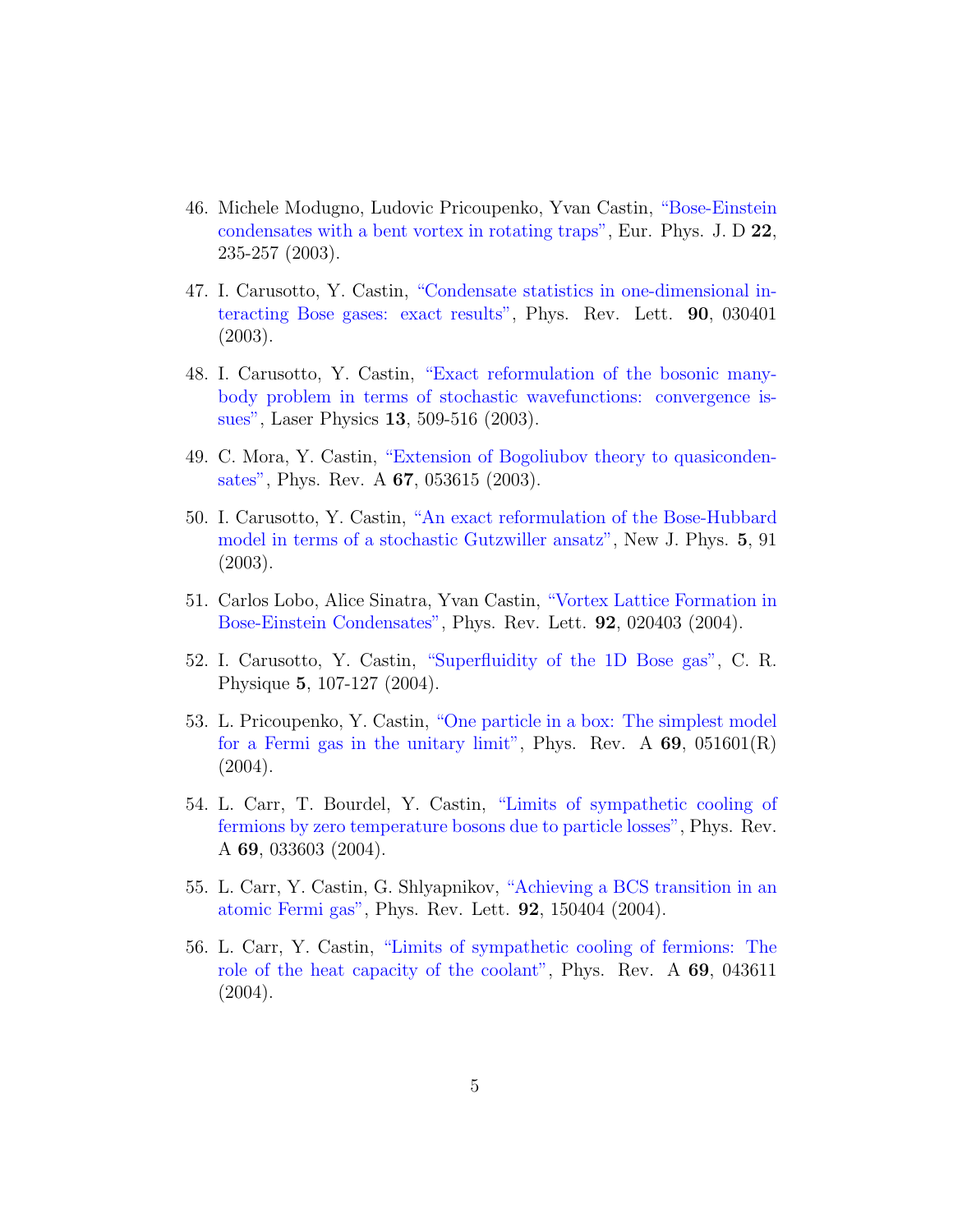46. Michele Modugno, Ludovic Pricoupenko, Yvan Castin, "Bose-Einstein condensates with a bent vortex in rotating traps", Eur. Phys. J. D **22**, 235-257 (2003).

47. I. Carusotto, Y. Castin, "Condensate statistics in one-dimensional interacting Bose gases: exact results", Phys. Rev. Lett. **90**, 030401 (2003).

48. I. Carusotto, Y. Castin, "Exact reformulation of the bosonic many-body problem in terms of stochastic wavefunctions: convergence issues", Laser Physics **13**, 509-516 (2003).

49. C. Mora, Y. Castin, "Extension of Bogoliubov theory to quasicondensates", Phys. Rev. A **67**, 053615 (2003).

50. I. Carusotto, Y. Castin, "An exact reformulation of the Bose-Hubbard model in terms of a stochastic Gutzwiller ansatz", New J. Phys. **5**, 91 (2003).

51. Carlos Lobo, Alice Sinatra, Yvan Castin, "Vortex Lattice Formation in Bose-Einstein Condensates", Phys. Rev. Lett. **92**, 020403 (2004).

52. I. Carusotto, Y. Castin, "Superfluidity of the 1D Bose gas", C. R. Physique **5**, 107-127 (2004).

53. L. Pricoupenko, Y. Castin, "One particle in a box: The simplest model for a Fermi gas in the unitary limit", Phys. Rev. A **69**, 051601(R) (2004).

54. L. Carr, T. Bourdel, Y. Castin, "Limits of sympathetic cooling of fermions by zero temperature bosons due to particle losses", Phys. Rev. A **69**, 033603 (2004).

55. L. Carr, Y. Castin, G. Shlyapnikov, "Achieving a BCS transition in an atomic Fermi gas", Phys. Rev. Lett. **92**, 150404 (2004).

56. L. Carr, Y. Castin, "Limits of sympathetic cooling of fermions: The role of the heat capacity of the coolant", Phys. Rev. A **69**, 043611 (2004).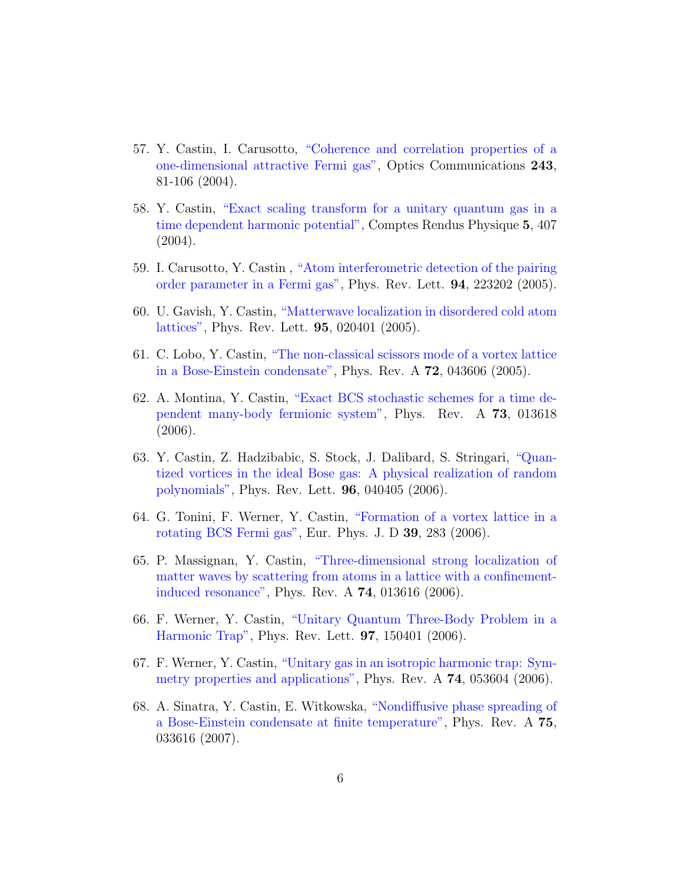57. Y. Castin, I. Carusotto, "Coherence and correlation properties of a one-dimensional attractive Fermi gas", Optics Communications **243**, 81-106 (2004).

58. Y. Castin, "Exact scaling transform for a unitary quantum gas in a time dependent harmonic potential", Comptes Rendus Physique **5**, 407 (2004).

59. I. Carusotto, Y. Castin , "Atom interferometric detection of the pairing order parameter in a Fermi gas", Phys. Rev. Lett. **94**, 223202 (2005).

60. U. Gavish, Y. Castin, "Matterwave localization in disordered cold atom lattices", Phys. Rev. Lett. **95**, 020401 (2005).

61. C. Lobo, Y. Castin, "The non-classical scissors mode of a vortex lattice in a Bose-Einstein condensate", Phys. Rev. A **72**, 043606 (2005).

62. A. Montina, Y. Castin, "Exact BCS stochastic schemes for a time dependent many-body fermionic system", Phys. Rev. A **73**, 013618 (2006).

63. Y. Castin, Z. Hadzibabic, S. Stock, J. Dalibard, S. Stringari, "Quantized vortices in the ideal Bose gas: A physical realization of random polynomials", Phys. Rev. Lett. **96**, 040405 (2006).

64. G. Tonini, F. Werner, Y. Castin, "Formation of a vortex lattice in a rotating BCS Fermi gas", Eur. Phys. J. D **39**, 283 (2006).

65. P. Massignan, Y. Castin, "Three-dimensional strong localization of matter waves by scattering from atoms in a lattice with a confinement-induced resonance", Phys. Rev. A **74**, 013616 (2006).

66. F. Werner, Y. Castin, "Unitary Quantum Three-Body Problem in a Harmonic Trap", Phys. Rev. Lett. **97**, 150401 (2006).

67. F. Werner, Y. Castin, "Unitary gas in an isotropic harmonic trap: Symmetry properties and applications", Phys. Rev. A **74**, 053604 (2006).

68. A. Sinatra, Y. Castin, E. Witkowska, "Nondiffusive phase spreading of a Bose-Einstein condensate at finite temperature", Phys. Rev. A **75**, 033616 (2007).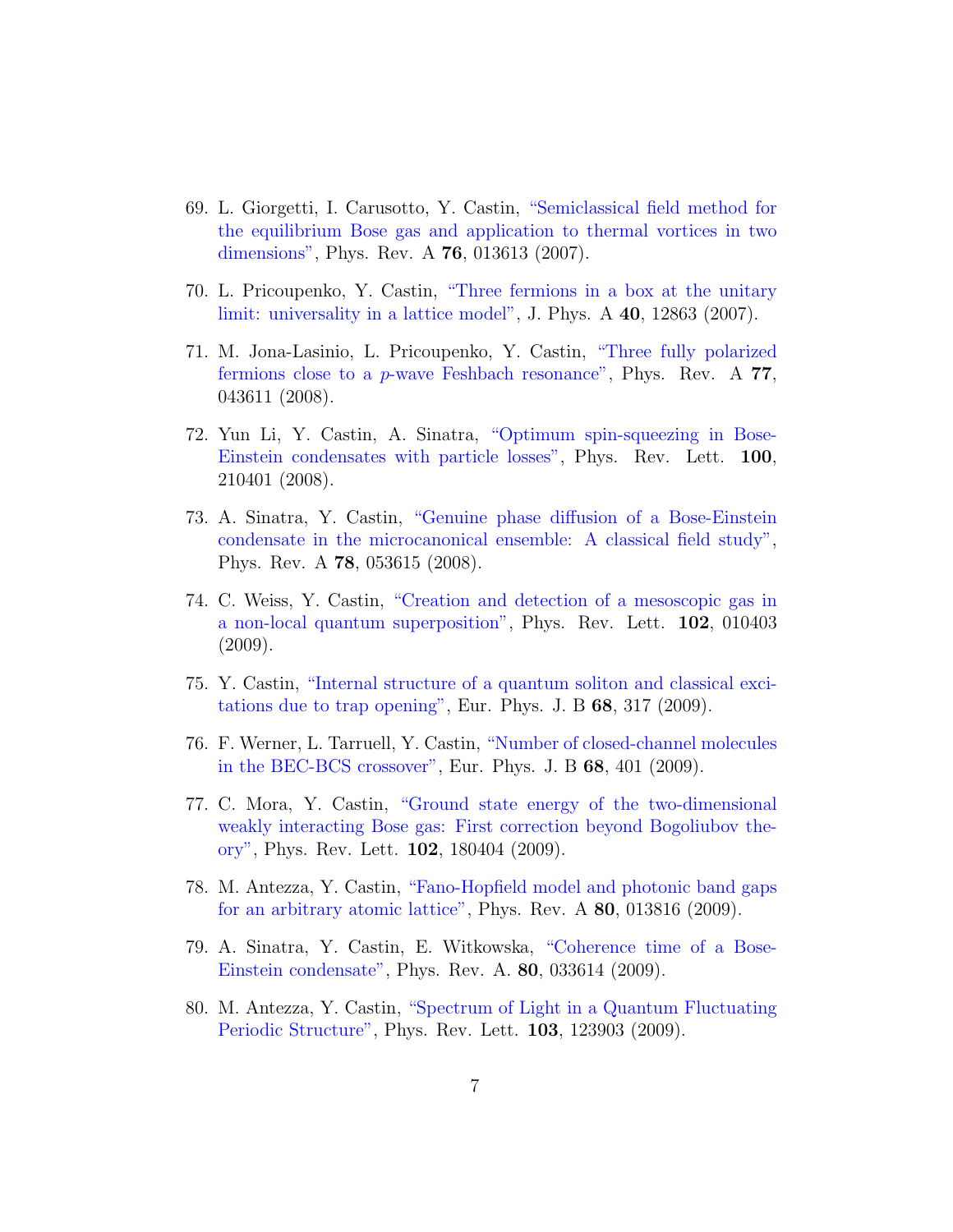69. L. Giorgetti, I. Carusotto, Y. Castin, "Semiclassical field method for the equilibrium Bose gas and application to thermal vortices in two dimensions", Phys. Rev. A **76**, 013613 (2007).

70. L. Pricoupenko, Y. Castin, "Three fermions in a box at the unitary limit: universality in a lattice model", J. Phys. A **40**, 12863 (2007).

71. M. Jona-Lasinio, L. Pricoupenko, Y. Castin, "Three fully polarized fermions close to a $p$-wave Feshbach resonance", Phys. Rev. A **77**, 043611 (2008).

72. Yun Li, Y. Castin, A. Sinatra, "Optimum spin-squeezing in Bose-Einstein condensates with particle losses", Phys. Rev. Lett. **100**, 210401 (2008).

73. A. Sinatra, Y. Castin, "Genuine phase diffusion of a Bose-Einstein condensate in the microcanonical ensemble: A classical field study", Phys. Rev. A **78**, 053615 (2008).

74. C. Weiss, Y. Castin, "Creation and detection of a mesoscopic gas in a non-local quantum superposition", Phys. Rev. Lett. **102**, 010403 (2009).

75. Y. Castin, "Internal structure of a quantum soliton and classical excitations due to trap opening", Eur. Phys. J. B **68**, 317 (2009).

76. F. Werner, L. Tarruell, Y. Castin, "Number of closed-channel molecules in the BEC-BCS crossover", Eur. Phys. J. B **68**, 401 (2009).

77. C. Mora, Y. Castin, "Ground state energy of the two-dimensional weakly interacting Bose gas: First correction beyond Bogoliubov theory", Phys. Rev. Lett. **102**, 180404 (2009).

78. M. Antezza, Y. Castin, "Fano-Hopfield model and photonic band gaps for an arbitrary atomic lattice", Phys. Rev. A **80**, 013816 (2009).

79. A. Sinatra, Y. Castin, E. Witkowska, "Coherence time of a Bose-Einstein condensate", Phys. Rev. A. **80**, 033614 (2009).

80. M. Antezza, Y. Castin, "Spectrum of Light in a Quantum Fluctuating Periodic Structure", Phys. Rev. Lett. **103**, 123903 (2009).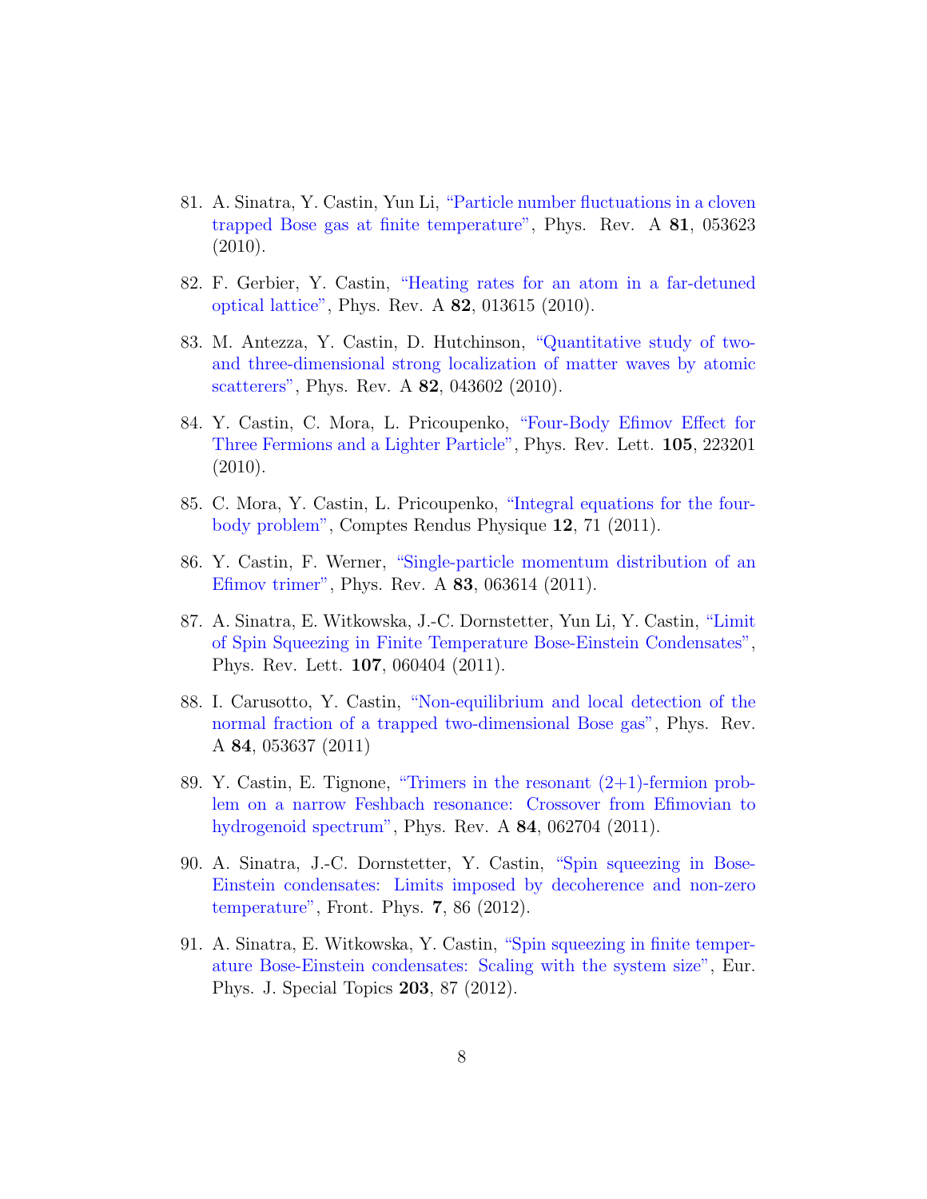81. A. Sinatra, Y. Castin, Yun Li, "Particle number fluctuations in a cloven trapped Bose gas at finite temperature", Phys. Rev. A **81**, 053623 (2010).

82. F. Gerbier, Y. Castin, "Heating rates for an atom in a far-detuned optical lattice", Phys. Rev. A **82**, 013615 (2010).

83. M. Antezza, Y. Castin, D. Hutchinson, "Quantitative study of two- and three-dimensional strong localization of matter waves by atomic scatterers", Phys. Rev. A **82**, 043602 (2010).

84. Y. Castin, C. Mora, L. Pricoupenko, "Four-Body Efimov Effect for Three Fermions and a Lighter Particle", Phys. Rev. Lett. **105**, 223201 (2010).

85. C. Mora, Y. Castin, L. Pricoupenko, "Integral equations for the four-body problem", Comptes Rendus Physique **12**, 71 (2011).

86. Y. Castin, F. Werner, "Single-particle momentum distribution of an Efimov trimer", Phys. Rev. A **83**, 063614 (2011).

87. A. Sinatra, E. Witkowska, J.-C. Dornstetter, Yun Li, Y. Castin, "Limit of Spin Squeezing in Finite Temperature Bose-Einstein Condensates", Phys. Rev. Lett. **107**, 060404 (2011).

88. I. Carusotto, Y. Castin, "Non-equilibrium and local detection of the normal fraction of a trapped two-dimensional Bose gas", Phys. Rev. A **84**, 053637 (2011)

89. Y. Castin, E. Tignone, "Trimers in the resonant (2+1)-fermion problem on a narrow Feshbach resonance: Crossover from Efimovian to hydrogenoid spectrum", Phys. Rev. A **84**, 062704 (2011).

90. A. Sinatra, J.-C. Dornstetter, Y. Castin, "Spin squeezing in Bose-Einstein condensates: Limits imposed by decoherence and non-zero temperature", Front. Phys. **7**, 86 (2012).

91. A. Sinatra, E. Witkowska, Y. Castin, "Spin squeezing in finite temperature Bose-Einstein condensates: Scaling with the system size", Eur. Phys. J. Special Topics **203**, 87 (2012).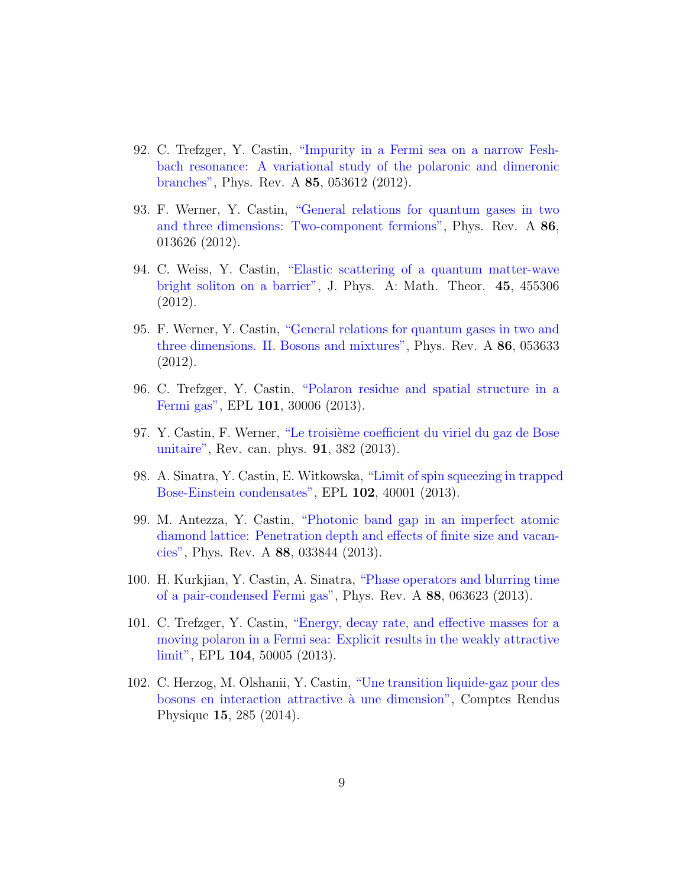92. C. Trefzger, Y. Castin, "Impurity in a Fermi sea on a narrow Feshbach resonance: A variational study of the polaronic and dimeronic branches", Phys. Rev. A **85**, 053612 (2012).

93. F. Werner, Y. Castin, "General relations for quantum gases in two and three dimensions: Two-component fermions", Phys. Rev. A **86**, 013626 (2012).

94. C. Weiss, Y. Castin, "Elastic scattering of a quantum matter-wave bright soliton on a barrier", J. Phys. A: Math. Theor. **45**, 455306 (2012).

95. F. Werner, Y. Castin, "General relations for quantum gases in two and three dimensions. II. Bosons and mixtures", Phys. Rev. A **86**, 053633 (2012).

96. C. Trefzger, Y. Castin, "Polaron residue and spatial structure in a Fermi gas", EPL **101**, 30006 (2013).

97. Y. Castin, F. Werner, "Le troisième coefficient du viriel du gaz de Bose unitaire", Rev. can. phys. **91**, 382 (2013).

98. A. Sinatra, Y. Castin, E. Witkowska, "Limit of spin squeezing in trapped Bose-Einstein condensates", EPL **102**, 40001 (2013).

99. M. Antezza, Y. Castin, "Photonic band gap in an imperfect atomic diamond lattice: Penetration depth and effects of finite size and vacancies", Phys. Rev. A **88**, 033844 (2013).

100. H. Kurkjian, Y. Castin, A. Sinatra, "Phase operators and blurring time of a pair-condensed Fermi gas", Phys. Rev. A **88**, 063623 (2013).

101. C. Trefzger, Y. Castin, "Energy, decay rate, and effective masses for a moving polaron in a Fermi sea: Explicit results in the weakly attractive limit", EPL **104**, 50005 (2013).

102. C. Herzog, M. Olshanii, Y. Castin, "Une transition liquide-gaz pour des bosons en interaction attractive à une dimension", Comptes Rendus Physique **15**, 285 (2014).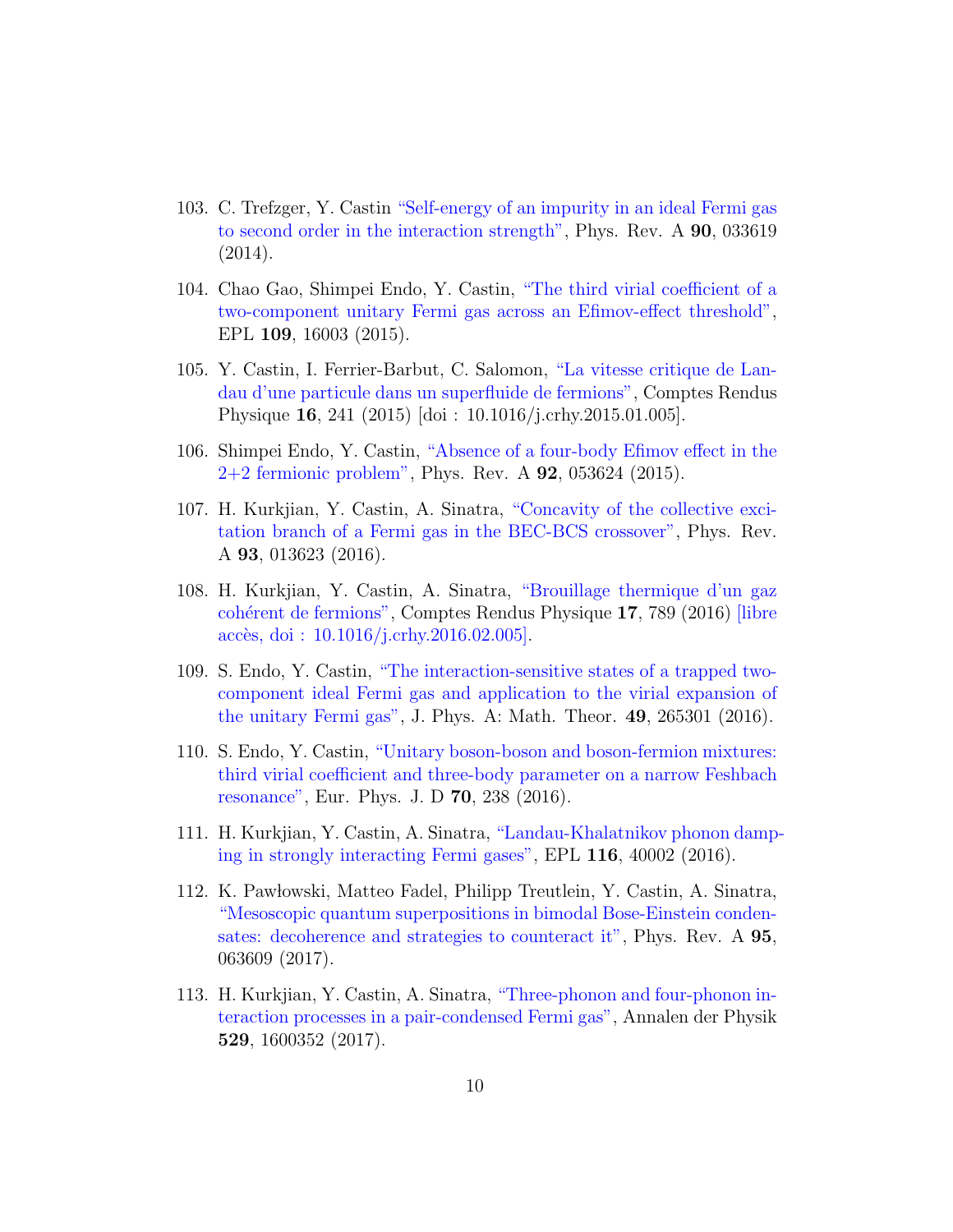103. C. Trefzger, Y. Castin "Self-energy of an impurity in an ideal Fermi gas to second order in the interaction strength", Phys. Rev. A **90**, 033619 (2014).

104. Chao Gao, Shimpei Endo, Y. Castin, "The third virial coefficient of a two-component unitary Fermi gas across an Efimov-effect threshold", EPL **109**, 16003 (2015).

105. Y. Castin, I. Ferrier-Barbut, C. Salomon, "La vitesse critique de Landau d'une particule dans un superfluide de fermions", Comptes Rendus Physique **16**, 241 (2015) [doi : 10.1016/j.crhy.2015.01.005].

106. Shimpei Endo, Y. Castin, "Absence of a four-body Efimov effect in the 2+2 fermionic problem", Phys. Rev. A **92**, 053624 (2015).

107. H. Kurkjian, Y. Castin, A. Sinatra, "Concavity of the collective excitation branch of a Fermi gas in the BEC-BCS crossover", Phys. Rev. A **93**, 013623 (2016).

108. H. Kurkjian, Y. Castin, A. Sinatra, "Brouillage thermique d'un gaz cohérent de fermions", Comptes Rendus Physique **17**, 789 (2016) [libre accès, doi : 10.1016/j.crhy.2016.02.005].

109. S. Endo, Y. Castin, "The interaction-sensitive states of a trapped two-component ideal Fermi gas and application to the virial expansion of the unitary Fermi gas", J. Phys. A: Math. Theor. **49**, 265301 (2016).

110. S. Endo, Y. Castin, "Unitary boson-boson and boson-fermion mixtures: third virial coefficient and three-body parameter on a narrow Feshbach resonance", Eur. Phys. J. D **70**, 238 (2016).

111. H. Kurkjian, Y. Castin, A. Sinatra, "Landau-Khalatnikov phonon damping in strongly interacting Fermi gases", EPL **116**, 40002 (2016).

112. K. Pawłowski, Matteo Fadel, Philipp Treutlein, Y. Castin, A. Sinatra, "Mesoscopic quantum superpositions in bimodal Bose-Einstein condensates: decoherence and strategies to counteract it", Phys. Rev. A **95**, 063609 (2017).

113. H. Kurkjian, Y. Castin, A. Sinatra, "Three-phonon and four-phonon interaction processes in a pair-condensed Fermi gas", Annalen der Physik **529**, 1600352 (2017).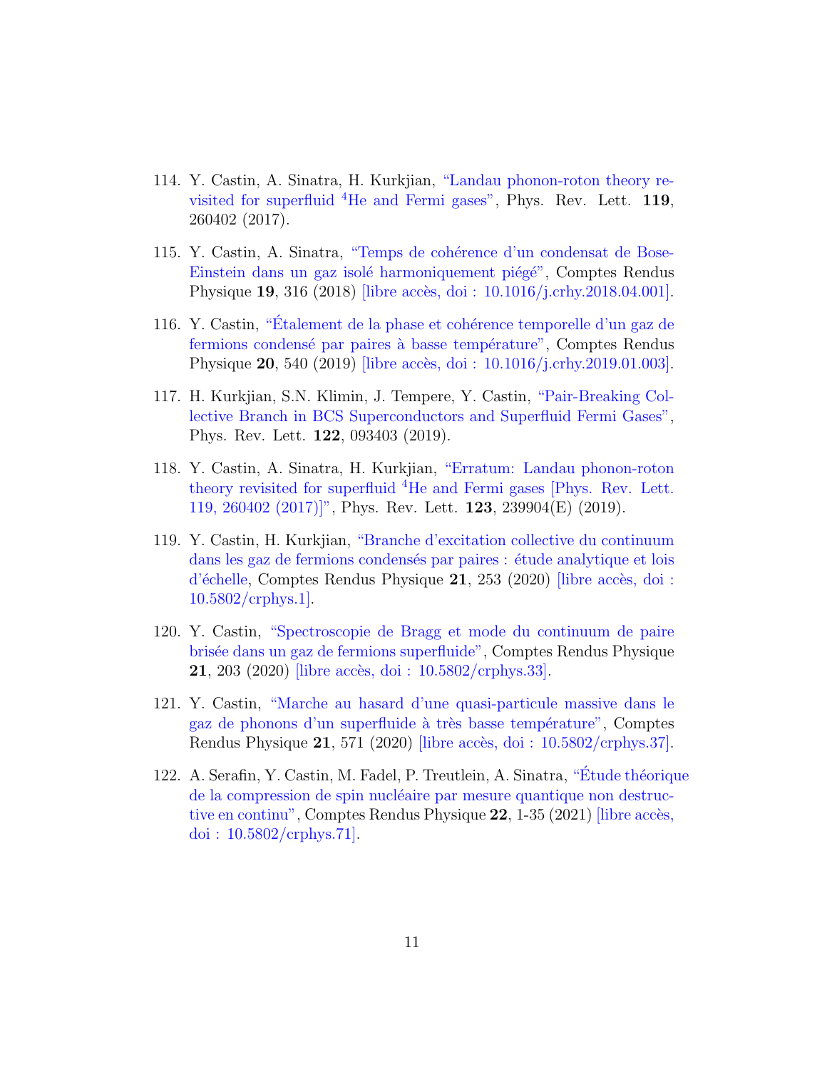114. Y. Castin, A. Sinatra, H. Kurkjian, "Landau phonon-roton theory revisited for superfluid $^4$He and Fermi gases", Phys. Rev. Lett. **119**, 260402 (2017).

115. Y. Castin, A. Sinatra, "Temps de cohérence d'un condensat de Bose-Einstein dans un gaz isolé harmoniquement piégé", Comptes Rendus Physique **19**, 316 (2018) [libre accès, doi : 10.1016/j.crhy.2018.04.001].

116. Y. Castin, "Étalement de la phase et cohérence temporelle d'un gaz de fermions condensé par paires à basse température", Comptes Rendus Physique **20**, 540 (2019) [libre accès, doi : 10.1016/j.crhy.2019.01.003].

117. H. Kurkjian, S.N. Klimin, J. Tempere, Y. Castin, "Pair-Breaking Collective Branch in BCS Superconductors and Superfluid Fermi Gases", Phys. Rev. Lett. **122**, 093403 (2019).

118. Y. Castin, A. Sinatra, H. Kurkjian, "Erratum: Landau phonon-roton theory revisited for superfluid $^4$He and Fermi gases [Phys. Rev. Lett. 119, 260402 (2017)]", Phys. Rev. Lett. **123**, 239904(E) (2019).

119. Y. Castin, H. Kurkjian, "Branche d'excitation collective du continuum dans les gaz de fermions condensés par paires : étude analytique et lois d'échelle, Comptes Rendus Physique **21**, 253 (2020) [libre accès, doi : 10.5802/crphys.1].

120. Y. Castin, "Spectroscopie de Bragg et mode du continuum de paire brisée dans un gaz de fermions superfluide", Comptes Rendus Physique **21**, 203 (2020) [libre accès, doi : 10.5802/crphys.33].

121. Y. Castin, "Marche au hasard d'une quasi-particule massive dans le gaz de phonons d'un superfluide à très basse température", Comptes Rendus Physique **21**, 571 (2020) [libre accès, doi : 10.5802/crphys.37].

122. A. Serafin, Y. Castin, M. Fadel, P. Treutlein, A. Sinatra, "Étude théorique de la compression de spin nucléaire par mesure quantique non destructive en continu", Comptes Rendus Physique **22**, 1-35 (2021) [libre accès, doi : 10.5802/crphys.71].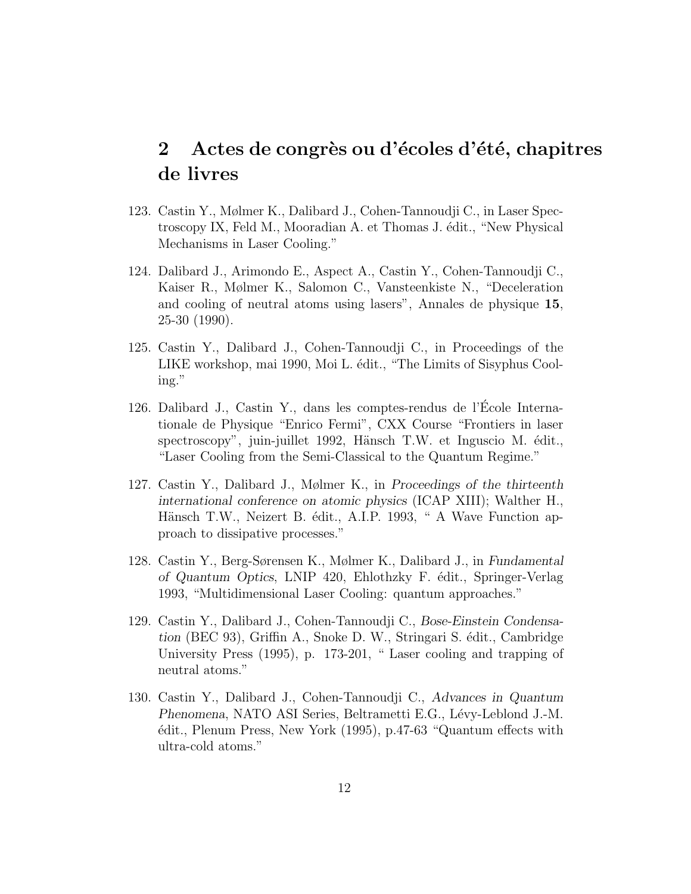## 2 Actes de congrès ou d'écoles d'été, chapitres de livres

123. Castin Y., Mølmer K., Dalibard J., Cohen-Tannoudji C., in Laser Spectroscopy IX, Feld M., Mooradian A. et Thomas J. édit., "New Physical Mechanisms in Laser Cooling."

124. Dalibard J., Arimondo E., Aspect A., Castin Y., Cohen-Tannoudji C., Kaiser R., Mølmer K., Salomon C., Vansteenkiste N., "Deceleration and cooling of neutral atoms using lasers", Annales de physique **15**, 25-30 (1990).

125. Castin Y., Dalibard J., Cohen-Tannoudji C., in Proceedings of the LIKE workshop, mai 1990, Moi L. édit., "The Limits of Sisyphus Cooling."

126. Dalibard J., Castin Y., dans les comptes-rendus de l'École Internationale de Physique "Enrico Fermi", CXX Course "Frontiers in laser spectroscopy", juin-juillet 1992, Hänsch T.W. et Inguscio M. édit., "Laser Cooling from the Semi-Classical to the Quantum Regime."

127. Castin Y., Dalibard J., Mølmer K., in *Proceedings of the thirteenth international conference on atomic physics* (ICAP XIII); Walther H., Hänsch T.W., Neizert B. édit., A.I.P. 1993, " A Wave Function approach to dissipative processes."

128. Castin Y., Berg-Sørensen K., Mølmer K., Dalibard J., in *Fundamental of Quantum Optics*, LNIP 420, Ehlothzky F. édit., Springer-Verlag 1993, "Multidimensional Laser Cooling: quantum approaches."

129. Castin Y., Dalibard J., Cohen-Tannoudji C., *Bose-Einstein Condensation* (BEC 93), Griffin A., Snoke D. W., Stringari S. édit., Cambridge University Press (1995), p. 173-201, " Laser cooling and trapping of neutral atoms."

130. Castin Y., Dalibard J., Cohen-Tannoudji C., *Advances in Quantum Phenomena*, NATO ASI Series, Beltrametti E.G., Lévy-Leblond J.-M. édit., Plenum Press, New York (1995), p.47-63 "Quantum effects with ultra-cold atoms."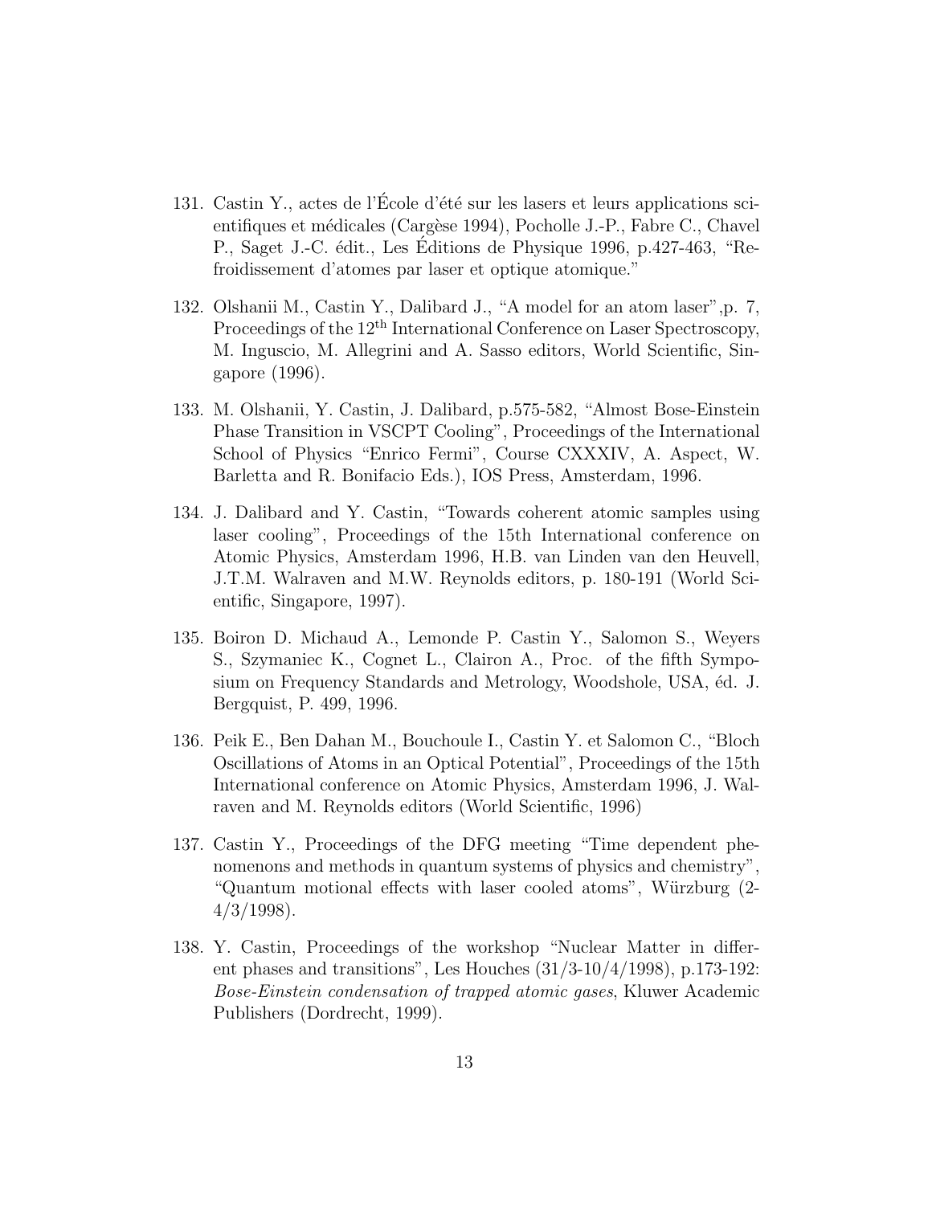131. Castin Y., actes de l'École d'été sur les lasers et leurs applications scientifiques et médicales (Cargèse 1994), Pocholle J.-P., Fabre C., Chavel P., Saget J.-C. édit., Les Éditions de Physique 1996, p.427-463, "Refroidissement d'atomes par laser et optique atomique."

132. Olshanii M., Castin Y., Dalibard J., "A model for an atom laser",p. 7, Proceedings of the 12th International Conference on Laser Spectroscopy, M. Inguscio, M. Allegrini and A. Sasso editors, World Scientific, Singapore (1996).

133. M. Olshanii, Y. Castin, J. Dalibard, p.575-582, "Almost Bose-Einstein Phase Transition in VSCPT Cooling", Proceedings of the International School of Physics "Enrico Fermi", Course CXXXIV, A. Aspect, W. Barletta and R. Bonifacio Eds.), IOS Press, Amsterdam, 1996.

134. J. Dalibard and Y. Castin, "Towards coherent atomic samples using laser cooling", Proceedings of the 15th International conference on Atomic Physics, Amsterdam 1996, H.B. van Linden van den Heuvell, J.T.M. Walraven and M.W. Reynolds editors, p. 180-191 (World Scientific, Singapore, 1997).

135. Boiron D. Michaud A., Lemonde P. Castin Y., Salomon S., Weyers S., Szymaniec K., Cognet L., Clairon A., Proc. of the fifth Symposium on Frequency Standards and Metrology, Woodshole, USA, éd. J. Bergquist, P. 499, 1996.

136. Peik E., Ben Dahan M., Bouchoule I., Castin Y. et Salomon C., "Bloch Oscillations of Atoms in an Optical Potential", Proceedings of the 15th International conference on Atomic Physics, Amsterdam 1996, J. Walraven and M. Reynolds editors (World Scientific, 1996)

137. Castin Y., Proceedings of the DFG meeting "Time dependent phenomenons and methods in quantum systems of physics and chemistry", "Quantum motional effects with laser cooled atoms", Würzburg (2-4/3/1998).

138. Y. Castin, Proceedings of the workshop "Nuclear Matter in different phases and transitions", Les Houches (31/3-10/4/1998), p.173-192: *Bose-Einstein condensation of trapped atomic gases*, Kluwer Academic Publishers (Dordrecht, 1999).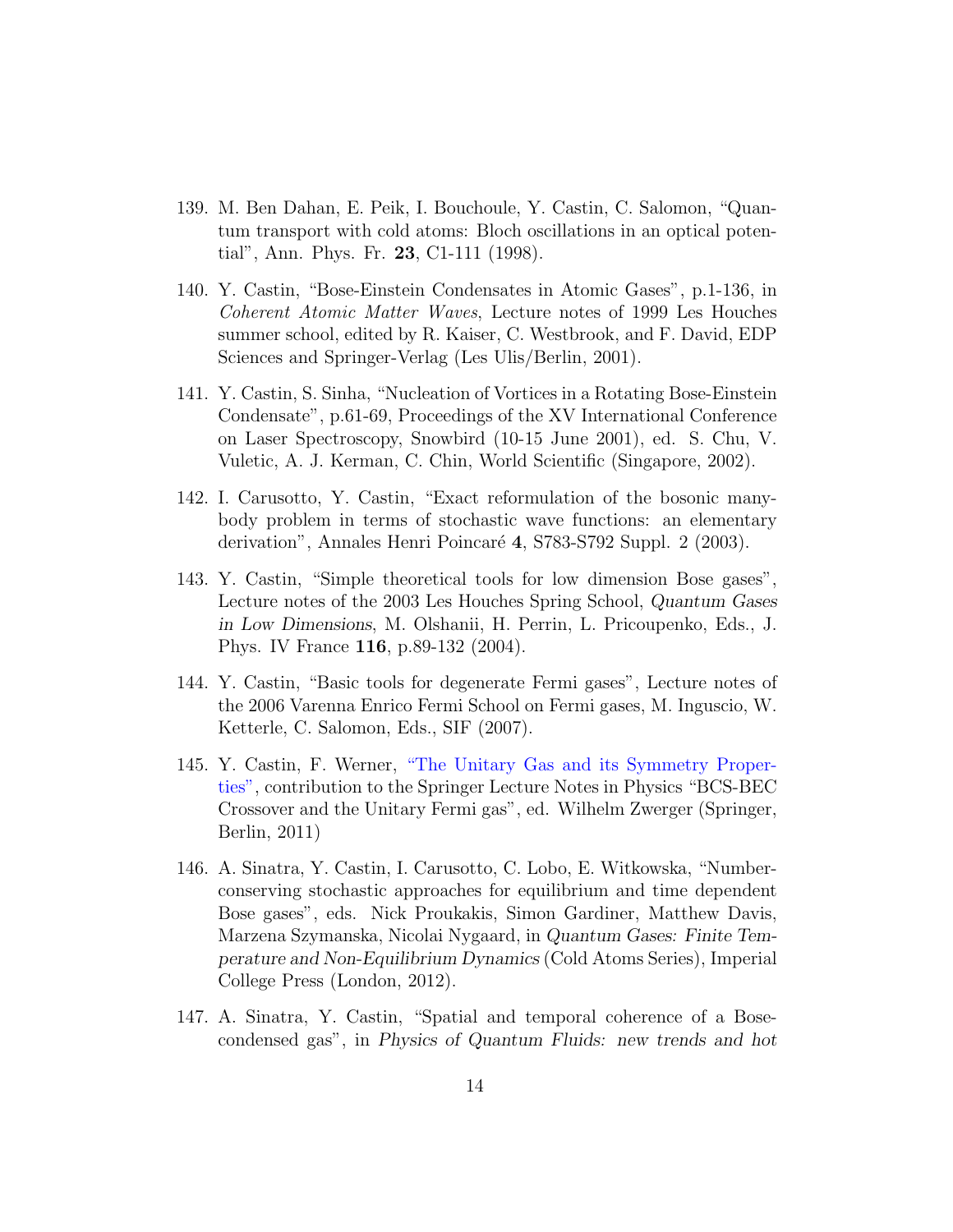139. M. Ben Dahan, E. Peik, I. Bouchoule, Y. Castin, C. Salomon, "Quantum transport with cold atoms: Bloch oscillations in an optical potential", Ann. Phys. Fr. **23**, C1-111 (1998).

140. Y. Castin, "Bose-Einstein Condensates in Atomic Gases", p.1-136, in *Coherent Atomic Matter Waves*, Lecture notes of 1999 Les Houches summer school, edited by R. Kaiser, C. Westbrook, and F. David, EDP Sciences and Springer-Verlag (Les Ulis/Berlin, 2001).

141. Y. Castin, S. Sinha, "Nucleation of Vortices in a Rotating Bose-Einstein Condensate", p.61-69, Proceedings of the XV International Conference on Laser Spectroscopy, Snowbird (10-15 June 2001), ed. S. Chu, V. Vuletic, A. J. Kerman, C. Chin, World Scientific (Singapore, 2002).

142. I. Carusotto, Y. Castin, "Exact reformulation of the bosonic many-body problem in terms of stochastic wave functions: an elementary derivation", Annales Henri Poincaré **4**, S783-S792 Suppl. 2 (2003).

143. Y. Castin, "Simple theoretical tools for low dimension Bose gases", Lecture notes of the 2003 Les Houches Spring School, *Quantum Gases in Low Dimensions*, M. Olshanii, H. Perrin, L. Pricoupenko, Eds., J. Phys. IV France **116**, p.89-132 (2004).

144. Y. Castin, "Basic tools for degenerate Fermi gases", Lecture notes of the 2006 Varenna Enrico Fermi School on Fermi gases, M. Inguscio, W. Ketterle, C. Salomon, Eds., SIF (2007).

145. Y. Castin, F. Werner, "The Unitary Gas and its Symmetry Properties", contribution to the Springer Lecture Notes in Physics "BCS-BEC Crossover and the Unitary Fermi gas", ed. Wilhelm Zwerger (Springer, Berlin, 2011)

146. A. Sinatra, Y. Castin, I. Carusotto, C. Lobo, E. Witkowska, "Number-conserving stochastic approaches for equilibrium and time dependent Bose gases", eds. Nick Proukakis, Simon Gardiner, Matthew Davis, Marzena Szymanska, Nicolai Nygaard, in *Quantum Gases: Finite Temperature and Non-Equilibrium Dynamics* (Cold Atoms Series), Imperial College Press (London, 2012).

147. A. Sinatra, Y. Castin, "Spatial and temporal coherence of a Bose-condensed gas", in *Physics of Quantum Fluids: new trends and hot*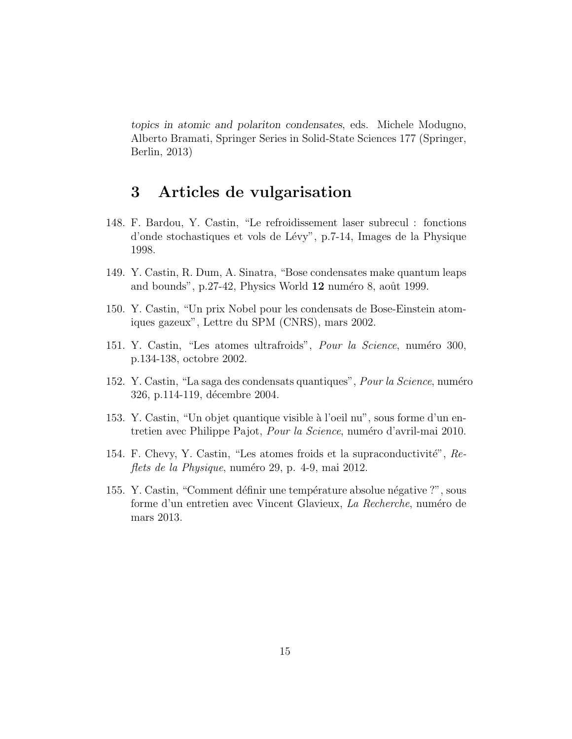*topics in atomic and polariton condensates*, eds. Michele Modugno, Alberto Bramati, Springer Series in Solid-State Sciences 177 (Springer, Berlin, 2013)

## 3 Articles de vulgarisation

148. F. Bardou, Y. Castin, "Le refroidissement laser subrecul : fonctions d'onde stochastiques et vols de Lévy", p.7-14, Images de la Physique 1998.

149. Y. Castin, R. Dum, A. Sinatra, "Bose condensates make quantum leaps and bounds", p.27-42, Physics World **12** numéro 8, août 1999.

150. Y. Castin, "Un prix Nobel pour les condensats de Bose-Einstein atomiques gazeux", Lettre du SPM (CNRS), mars 2002.

151. Y. Castin, "Les atomes ultrafroids", *Pour la Science*, numéro 300, p.134-138, octobre 2002.

152. Y. Castin, "La saga des condensats quantiques", *Pour la Science*, numéro 326, p.114-119, décembre 2004.

153. Y. Castin, "Un objet quantique visible à l'oeil nu", sous forme d'un entretien avec Philippe Pajot, *Pour la Science*, numéro d'avril-mai 2010.

154. F. Chevy, Y. Castin, "Les atomes froids et la supraconductivité", *Reflets de la Physique*, numéro 29, p. 4-9, mai 2012.

155. Y. Castin, "Comment définir une température absolue négative ?", sous forme d'un entretien avec Vincent Glavieux, *La Recherche*, numéro de mars 2013.